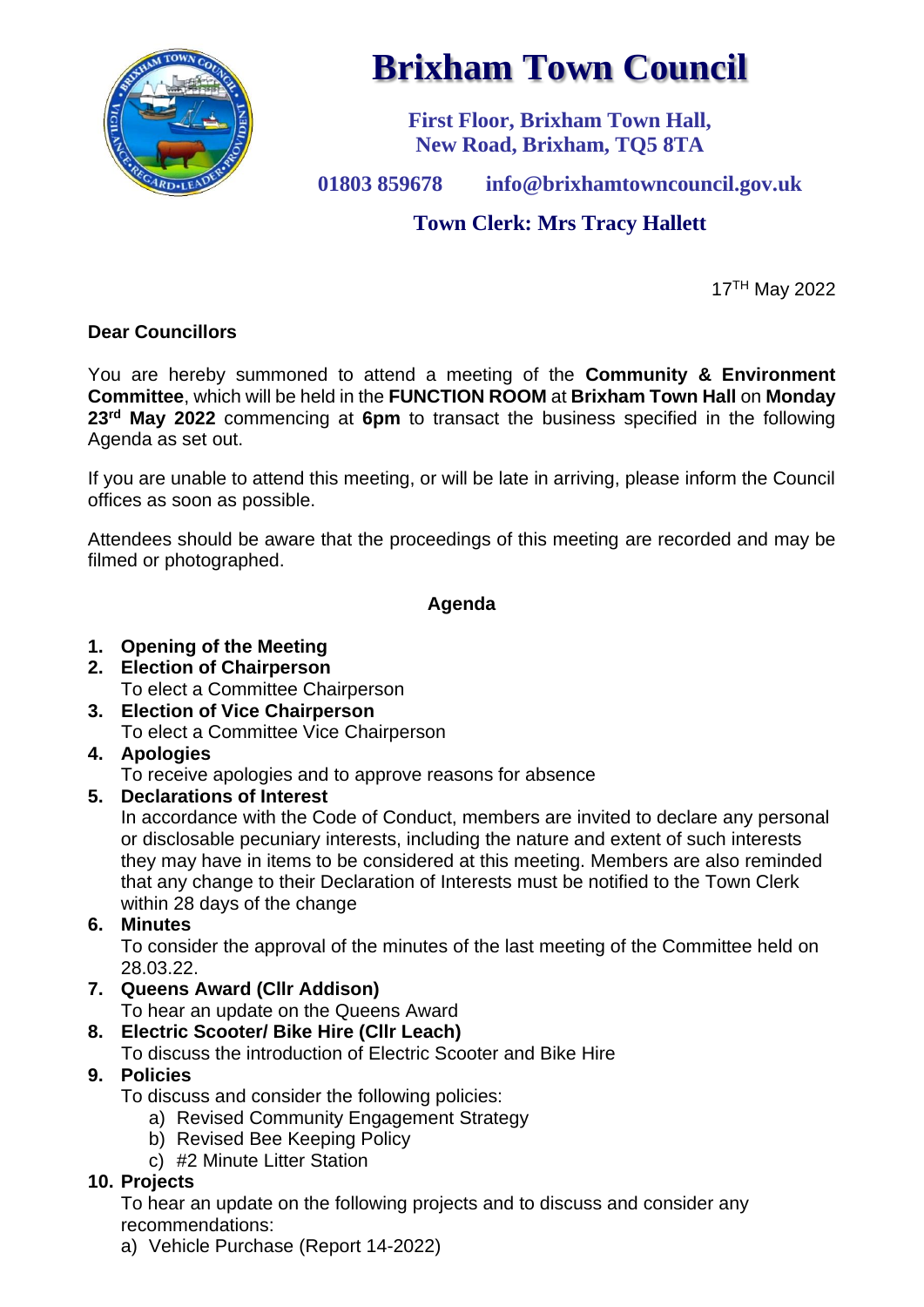# Brixham Town Council

**First Floor, Brixham Town Hall,**
**New Road, Brixham, TQ5 8TA**

**01803 859678 info@brixhamtowncouncil.gov.uk**

**Town Clerk: Mrs Tracy Hallett**

17TH May 2022

**Dear Councillors**

You are hereby summoned to attend a meeting of the **Community & Environment Committee**, which will be held in the **FUNCTION ROOM** at **Brixham Town Hall** on **Monday 23rd May 2022** commencing at **6pm** to transact the business specified in the following Agenda as set out.

If you are unable to attend this meeting, or will be late in arriving, please inform the Council offices as soon as possible.

Attendees should be aware that the proceedings of this meeting are recorded and may be filmed or photographed.

## Agenda

1. **Opening of the Meeting**
2. **Election of Chairperson**
   To elect a Committee Chairperson
3. **Election of Vice Chairperson**
   To elect a Committee Vice Chairperson
4. **Apologies**
   To receive apologies and to approve reasons for absence
5. **Declarations of Interest**
   In accordance with the Code of Conduct, members are invited to declare any personal or disclosable pecuniary interests, including the nature and extent of such interests they may have in items to be considered at this meeting. Members are also reminded that any change to their Declaration of Interests must be notified to the Town Clerk within 28 days of the change
6. **Minutes**
   To consider the approval of the minutes of the last meeting of the Committee held on 28.03.22.
7. **Queens Award (Cllr Addison)**
   To hear an update on the Queens Award
8. **Electric Scooter/ Bike Hire (Cllr Leach)**
   To discuss the introduction of Electric Scooter and Bike Hire
9. **Policies**
   To discuss and consider the following policies:
   a) Revised Community Engagement Strategy
   b) Revised Bee Keeping Policy
   c) #2 Minute Litter Station
10. **Projects**
    To hear an update on the following projects and to discuss and consider any recommendations:
    a) Vehicle Purchase (Report 14-2022)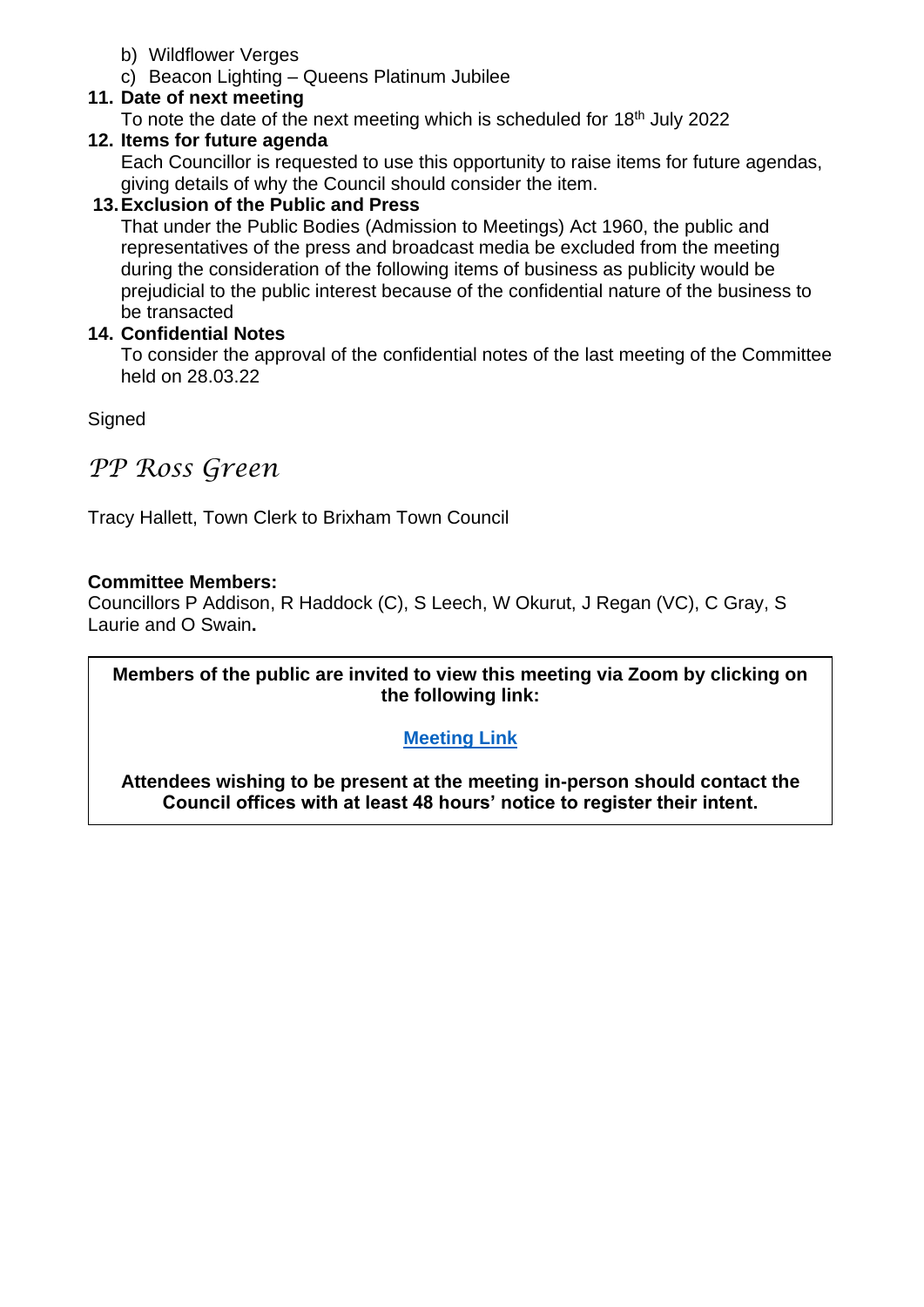b) Wildflower Verges

c) Beacon Lighting – Queens Platinum Jubilee

**11. Date of next meeting**

To note the date of the next meeting which is scheduled for 18th July 2022

**12. Items for future agenda**

Each Councillor is requested to use this opportunity to raise items for future agendas, giving details of why the Council should consider the item.

**13. Exclusion of the Public and Press**

That under the Public Bodies (Admission to Meetings) Act 1960, the public and representatives of the press and broadcast media be excluded from the meeting during the consideration of the following items of business as publicity would be prejudicial to the public interest because of the confidential nature of the business to be transacted

**14. Confidential Notes**

To consider the approval of the confidential notes of the last meeting of the Committee held on 28.03.22

Signed

*PP Ross Green*

Tracy Hallett, Town Clerk to Brixham Town Council

**Committee Members:**

Councillors P Addison, R Haddock (C), S Leech, W Okurut, J Regan (VC), C Gray, S Laurie and O Swain**.**

**Members of the public are invited to view this meeting via Zoom by clicking on the following link:**

**Meeting Link**

**Attendees wishing to be present at the meeting in-person should contact the Council offices with at least 48 hours' notice to register their intent.**